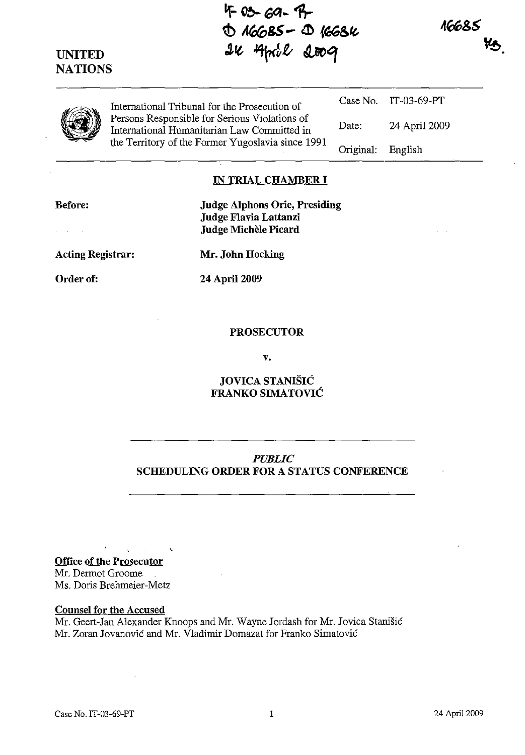IT-03-69-PT
D 16685 - D 16684
24 April 2009

16685
MS.

UNITED NATIONS

| International Tribunal for the Prosecution of Persons Responsible for Serious Violations of International Humanitarian Law Committed in the Territory of the Former Yugoslavia since 1991 | Case No. | IT-03-69-PT |
|---|---|---|
| | Date: | 24 April 2009 |
| | Original: | English |

**IN TRIAL CHAMBER I**

**Before:** **Judge Alphons Orie, Presiding**
**Judge Flavia Lattanzi**
**Judge Michèle Picard**

**Acting Registrar:** **Mr. John Hocking**

**Order of:** **24 April 2009**

**PROSECUTOR**

**v.**

**JOVICA STANIŠIĆ**
**FRANKO SIMATOVIĆ**

***PUBLIC***
**SCHEDULING ORDER FOR A STATUS CONFERENCE**

**Office of the Prosecutor**
Mr. Dermot Groome
Ms. Doris Brehmeier-Metz

**Counsel for the Accused**
Mr. Geert-Jan Alexander Knoops and Mr. Wayne Jordash for Mr. Jovica Stanišić
Mr. Zoran Jovanović and Mr. Vladimir Domazat for Franko Simatović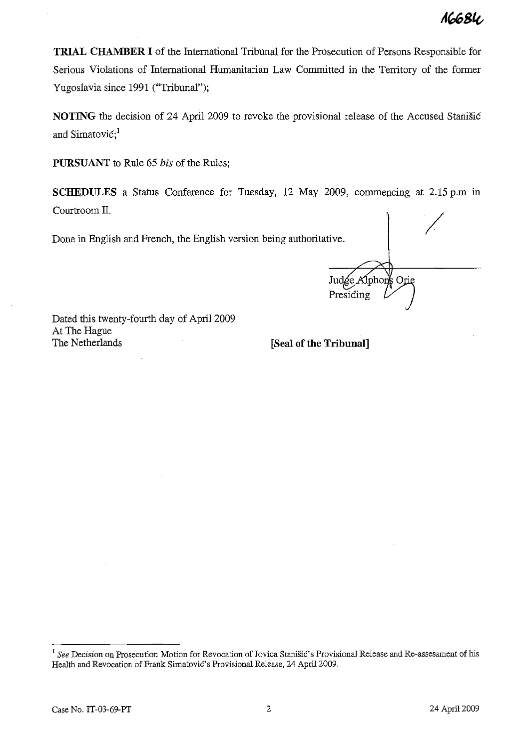**TRIAL CHAMBER I** of the International Tribunal for the Prosecution of Persons Responsible for Serious Violations of International Humanitarian Law Committed in the Territory of the former Yugoslavia since 1991 ("Tribunal");

**NOTING** the decision of 24 April 2009 to revoke the provisional release of the Accused Stanišić and Simatović;[1]

**PURSUANT** to Rule 65 *bis* of the Rules;

**SCHEDULES** a Status Conference for Tuesday, 12 May 2009, commencing at 2.15 p.m in Courtroom II.

Done in English and French, the English version being authoritative.

Judge Alphons Orie
Presiding

Dated this twenty-fourth day of April 2009
At The Hague
The Netherlands

**[Seal of the Tribunal]**

---

[1] *See* Decision on Prosecution Motion for Revocation of Jovica Stanišić's Provisional Release and Re-assessment of his Health and Revocation of Frank Simatović's Provisional Release, 24 April 2009.